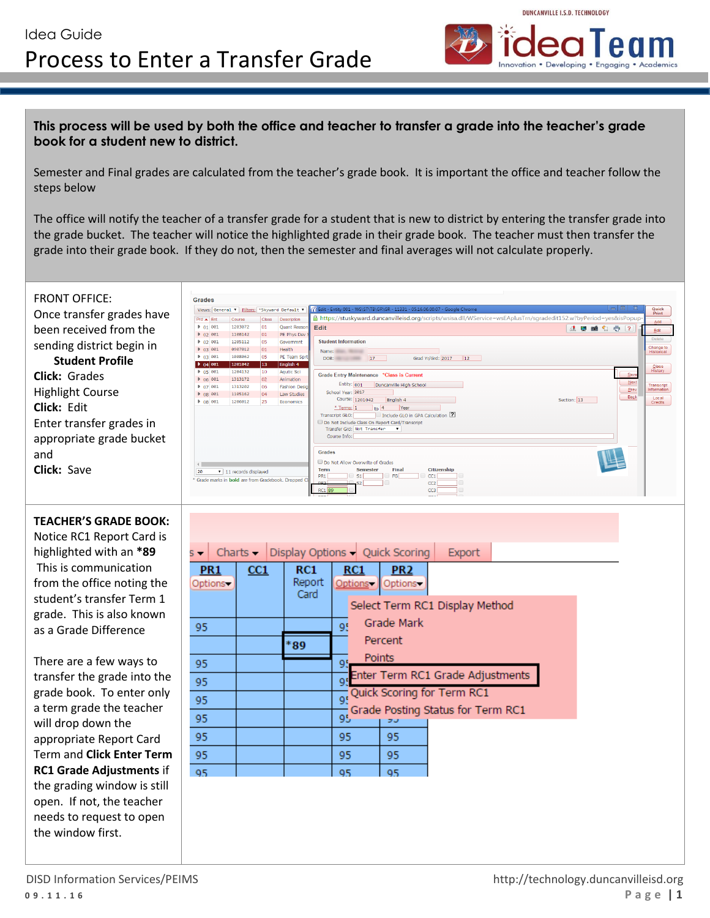Idea Guide

# Process to Enter a Transfer Grade

**This process will be used by both the office and teacher to transfer a grade into the teacher's grade book for a student new to district.**

Semester and Final grades are calculated from the teacher's grade book. It is important the office and teacher follow the steps below

The office will notify the teacher of a transfer grade for a student that is new to district by entering the transfer grade into the grade bucket. The teacher will notice the highlighted grade in their grade book. The teacher must then transfer the grade into their grade book. If they do not, then the semester and final averages will not calculate properly.

FRONT OFFICE:
Once transfer grades have been received from the sending district begin in
**Student Profile**
**Click:** Grades
Highlight Course
**Click:** Edit
Enter transfer grades in appropriate grade bucket and
**Click:** Save

**TEACHER'S GRADE BOOK:**
Notice RC1 Report Card is highlighted with an ***89** This is communication from the office noting the student's transfer Term 1 grade. This is also known as a Grade Difference

There are a few ways to transfer the grade into the grade book. To enter only a term grade the teacher will drop down the appropriate Report Card Term and **Click Enter Term RC1 Grade Adjustments** if the grading window is still open. If not, the teacher needs to request to open the window first.

DISD Information Services/PEIMS
http://technology.duncanvilleisd.org
09.11.16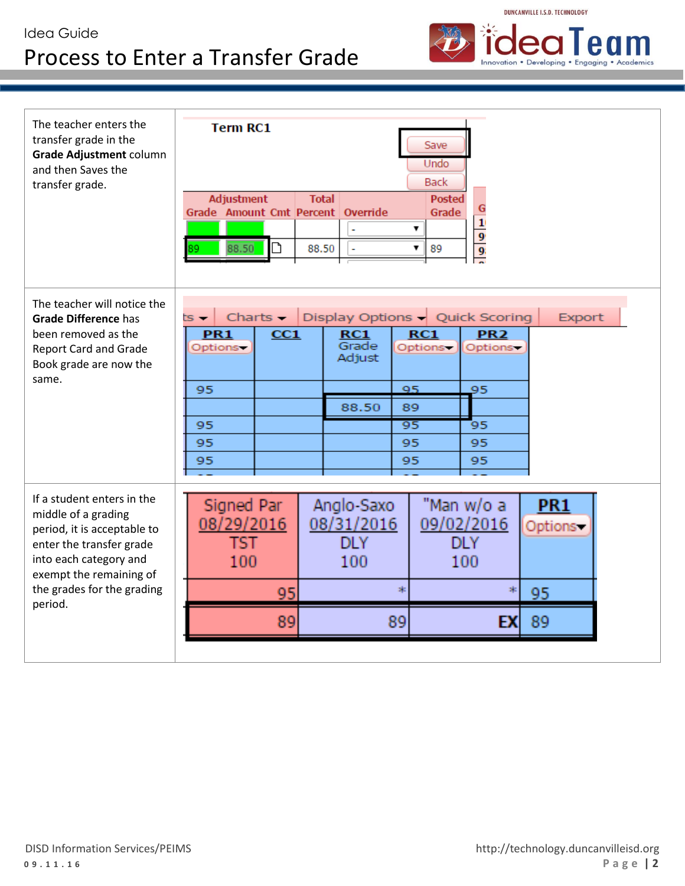# Process to Enter a Transfer Grade

| | |
|---|---|
| The teacher enters the transfer grade in the **Grade Adjustment** column and then Saves the transfer grade. | |
| The teacher will notice the **Grade Difference** has been removed as the Report Card and Grade Book grade are now the same. | |
| If a student enters in the middle of a grading period, it is acceptable to enter the transfer grade into each category and exempt the remaining of the grades for the grading period. | |